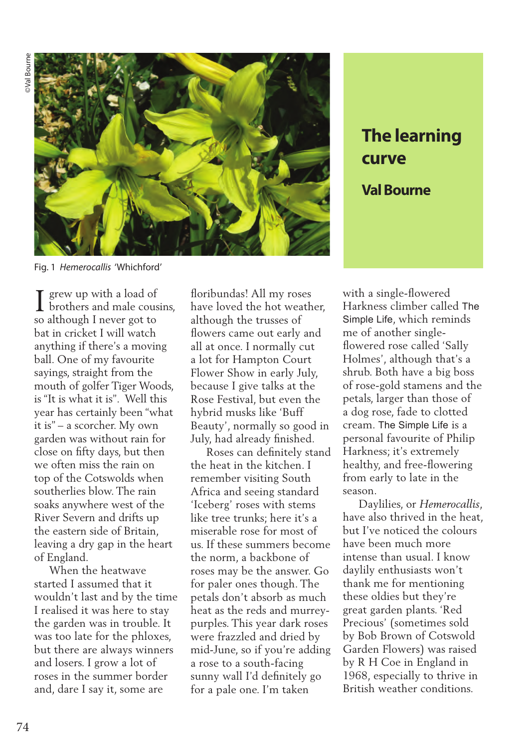# The learning curve

## Val Bourne

Fig. 1 *Hemerocallis* 'Whichford'

I grew up with a load of brothers and male cousins, so although I never got to bat in cricket I will watch anything if there's a moving ball. One of my favourite sayings, straight from the mouth of golfer Tiger Woods, is "It is what it is". Well this year has certainly been "what it is" – a scorcher. My own garden was without rain for close on fifty days, but then we often miss the rain on top of the Cotswolds when southerlies blow. The rain soaks anywhere west of the River Severn and drifts up the eastern side of Britain, leaving a dry gap in the heart of England.

When the heatwave started I assumed that it wouldn't last and by the time I realised it was here to stay the garden was in trouble. It was too late for the phloxes, but there are always winners and losers. I grow a lot of roses in the summer border and, dare I say it, some are floribundas! All my roses have loved the hot weather, although the trusses of flowers came out early and all at once. I normally cut a lot for Hampton Court Flower Show in early July, because I give talks at the Rose Festival, but even the hybrid musks like 'Buff Beauty', normally so good in July, had already finished.

Roses can definitely stand the heat in the kitchen. I remember visiting South Africa and seeing standard 'Iceberg' roses with stems like tree trunks; here it's a miserable rose for most of us. If these summers become the norm, a backbone of roses may be the answer. Go for paler ones though. The petals don't absorb as much heat as the reds and murrey-purples. This year dark roses were frazzled and dried by mid-June, so if you're adding a rose to a south-facing sunny wall I'd definitely go for a pale one. I'm taken with a single-flowered Harkness climber called The Simple Life, which reminds me of another single-flowered rose called 'Sally Holmes', although that's a shrub. Both have a big boss of rose-gold stamens and the petals, larger than those of a dog rose, fade to clotted cream. The Simple Life is a personal favourite of Philip Harkness; it's extremely healthy, and free-flowering from early to late in the season.

Daylilies, or *Hemerocallis*, have also thrived in the heat, but I've noticed the colours have been much more intense than usual. I know daylily enthusiasts won't thank me for mentioning these oldies but they're great garden plants. 'Red Precious' (sometimes sold by Bob Brown of Cotswold Garden Flowers) was raised by R H Coe in England in 1968, especially to thrive in British weather conditions.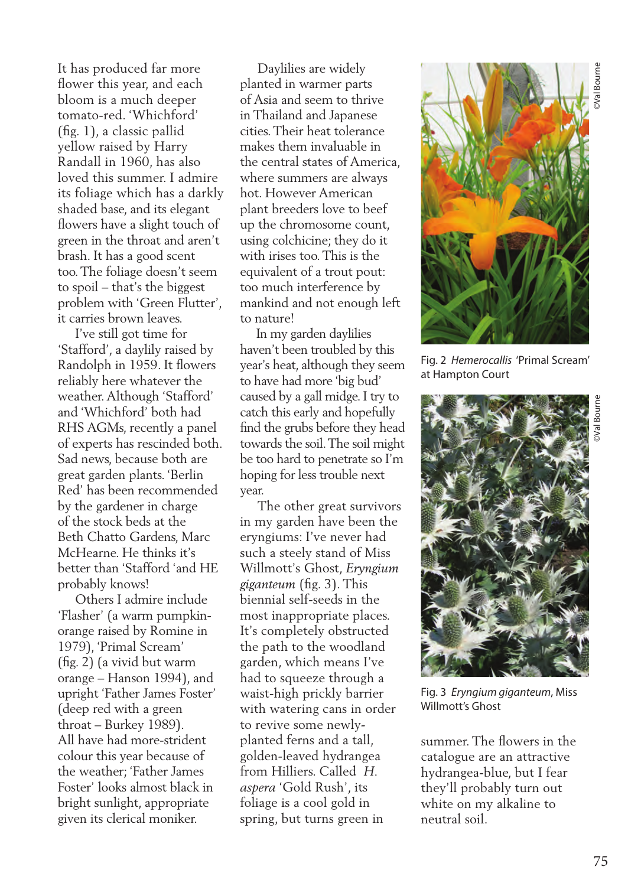It has produced far more flower this year, and each bloom is a much deeper tomato-red. 'Whichford' (fig. 1), a classic pallid yellow raised by Harry Randall in 1960, has also loved this summer. I admire its foliage which has a darkly shaded base, and its elegant flowers have a slight touch of green in the throat and aren't brash. It has a good scent too. The foliage doesn't seem to spoil – that's the biggest problem with 'Green Flutter', it carries brown leaves.

I've still got time for 'Stafford', a daylily raised by Randolph in 1959. It flowers reliably here whatever the weather. Although 'Stafford' and 'Whichford' both had RHS AGMs, recently a panel of experts has rescinded both. Sad news, because both are great garden plants. 'Berlin Red' has been recommended by the gardener in charge of the stock beds at the Beth Chatto Gardens, Marc McHearne. He thinks it's better than 'Stafford 'and HE probably knows!

Others I admire include 'Flasher' (a warm pumpkin-orange raised by Romine in 1979), 'Primal Scream' (fig. 2) (a vivid but warm orange – Hanson 1994), and upright 'Father James Foster' (deep red with a green throat – Burkey 1989). All have had more-strident colour this year because of the weather; 'Father James Foster' looks almost black in bright sunlight, appropriate given its clerical moniker.

Daylilies are widely planted in warmer parts of Asia and seem to thrive in Thailand and Japanese cities. Their heat tolerance makes them invaluable in the central states of America, where summers are always hot. However American plant breeders love to beef up the chromosome count, using colchicine; they do it with irises too. This is the equivalent of a trout pout: too much interference by mankind and not enough left to nature!

In my garden daylilies haven't been troubled by this year's heat, although they seem to have had more 'big bud' caused by a gall midge. I try to catch this early and hopefully find the grubs before they head towards the soil. The soil might be too hard to penetrate so I'm hoping for less trouble next year.

The other great survivors in my garden have been the eryngiums: I've never had such a steely stand of Miss Willmott's Ghost, *Eryngium giganteum* (fig. 3). This biennial self-seeds in the most inappropriate places. It's completely obstructed the path to the woodland garden, which means I've had to squeeze through a waist-high prickly barrier with watering cans in order to revive some newly-planted ferns and a tall, golden-leaved hydrangea from Hilliers. Called *H. aspera* 'Gold Rush', its foliage is a cool gold in spring, but turns green in summer. The flowers in the catalogue are an attractive hydrangea-blue, but I fear they'll probably turn out white on my alkaline to neutral soil.

©Val Bourne

Fig. 2 *Hemerocallis* 'Primal Scream' at Hampton Court

©Val Bourne

Fig. 3 *Eryngium giganteum*, Miss Willmott's Ghost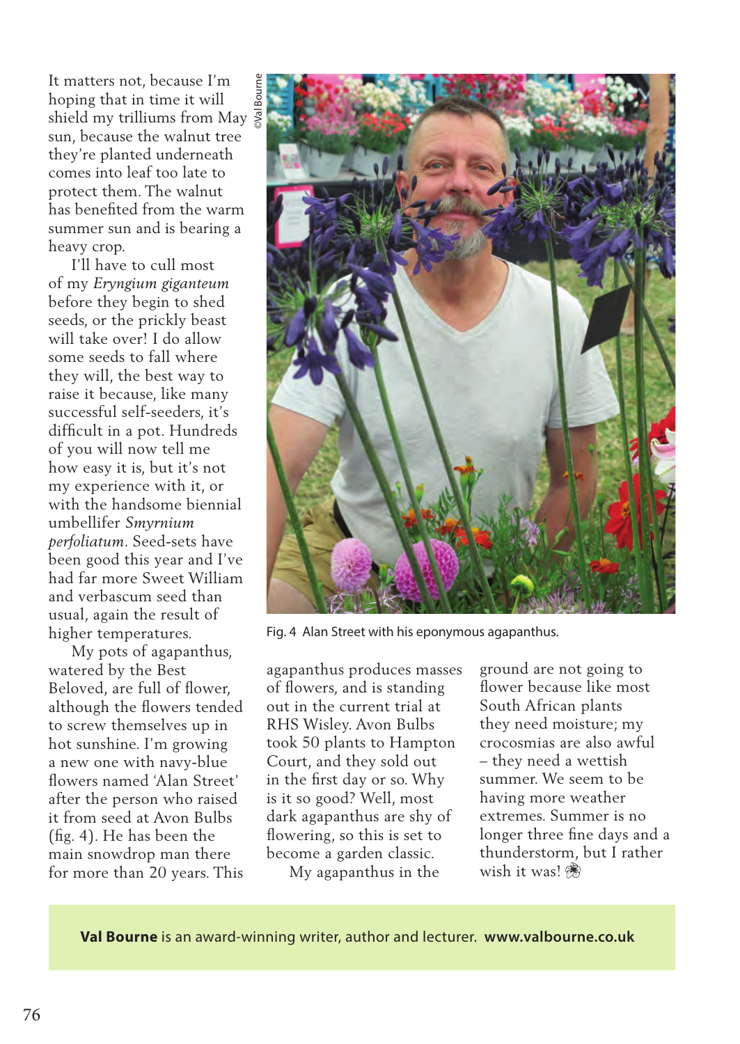It matters not, because I'm hoping that in time it will shield my trilliums from May sun, because the walnut tree they're planted underneath comes into leaf too late to protect them. The walnut has benefited from the warm summer sun and is bearing a heavy crop.

I'll have to cull most of my *Eryngium giganteum* before they begin to shed seeds, or the prickly beast will take over! I do allow some seeds to fall where they will, the best way to raise it because, like many successful self-seeders, it's difficult in a pot. Hundreds of you will now tell me how easy it is, but it's not my experience with it, or with the handsome biennial umbellifer *Smyrnium perfoliatum*. Seed-sets have been good this year and I've had far more Sweet William and verbascum seed than usual, again the result of higher temperatures.

My pots of agapanthus, watered by the Best Beloved, are full of flower, although the flowers tended to screw themselves up in hot sunshine. I'm growing a new one with navy-blue flowers named 'Alan Street' after the person who raised it from seed at Avon Bulbs (fig. 4). He has been the main snowdrop man there for more than 20 years. This agapanthus produces masses of flowers, and is standing out in the current trial at RHS Wisley. Avon Bulbs took 50 plants to Hampton Court, and they sold out in the first day or so. Why is it so good? Well, most dark agapanthus are shy of flowering, so this is set to become a garden classic.

Fig. 4 Alan Street with his eponymous agapanthus.

My agapanthus in the ground are not going to flower because like most South African plants they need moisture; my crocosmias are also awful – they need a wettish summer. We seem to be having more weather extremes. Summer is no longer three fine days and a thunderstorm, but I rather wish it was!

**Val Bourne** is an award-winning writer, author and lecturer. **www.valbourne.co.uk**